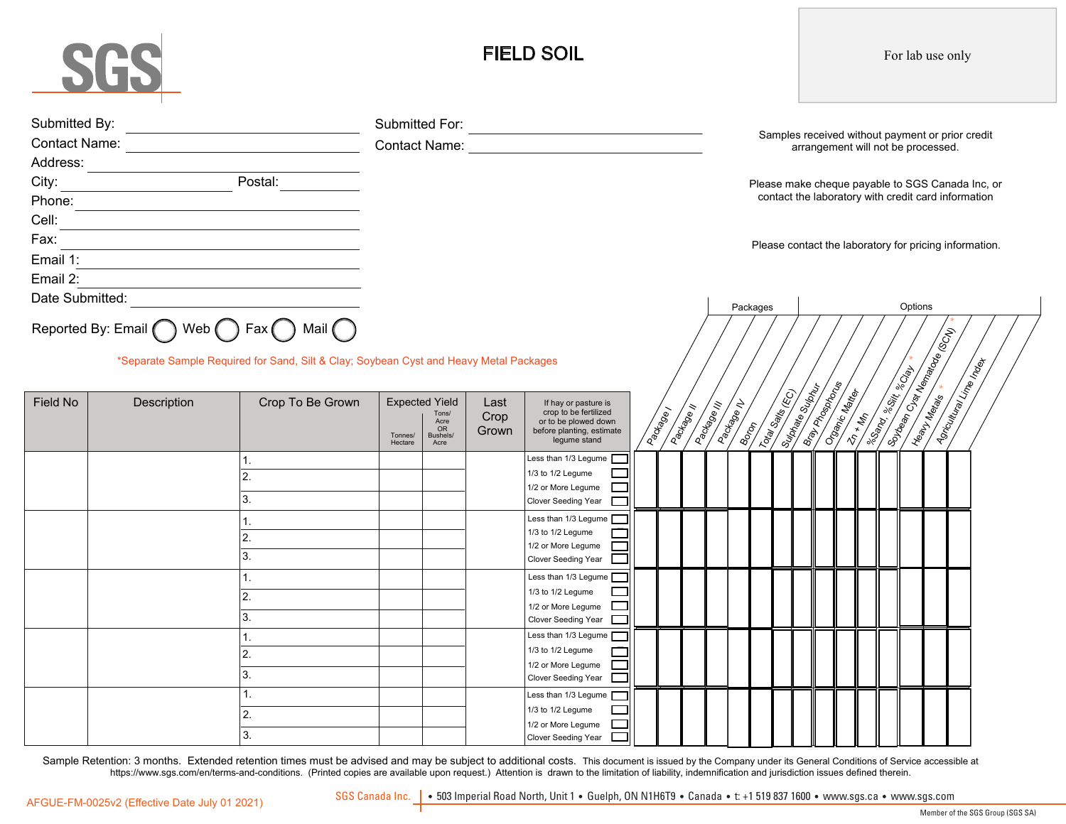SGS

# FIELD SOIL

For lab use only

Submitted By: ____________________

Contact Name: ____________________

Address: ____________________

City: ____________________ Postal: ____________________

Phone: ____________________

Cell: ____________________

Fax: ____________________

Email 1: ____________________

Email 2: ____________________

Date Submitted: ____________________

Submitted For: ____________________

Contact Name: ____________________

Samples received without payment or prior credit arrangement will not be processed.

Please make cheque payable to SGS Canada Inc, or contact the laboratory with credit card information

Please contact the laboratory for pricing information.

Reported By: Email ◯ Web ◯ Fax ◯ Mail ◯

*Separate Sample Required for Sand, Silt & Clay; Soybean Cyst and Heavy Metal Packages

| Field No | Description | Crop To Be Grown | Expected Yield | | Last Crop Grown | If hay or pasture is crop to be fertilized or to be plowed down before planting, estimate legume stand | Packages | | | | Options | | | | | | | | | |
|---|---|---|---|---|---|---|---|---|---|---|---|---|---|---|---|---|---|---|---|---|
| | | | Tonnes/ Hectare | Tons/ Acre OR Bushels/ Acre | | | Package I | Package II | Package III | Package IV | Boron | Total Salts (EC) | Sulphate Sulphur | Bray Phosphorus | Organic Matter | Zn + Mn | %Sand, %Silt, %Clay * | Soybean Cyst Nematode (SCN) * | Heavy Metals * | Agricultural Lime Index |
| | | 1. 2. 3. | | | | Less than 1/3 Legume ☐ 1/3 to 1/2 Legume ☐ 1/2 or More Legume ☐ Clover Seeding Year ☐ | | | | | | | | | | | | | | |
| | | 1. 2. 3. | | | | Less than 1/3 Legume ☐ 1/3 to 1/2 Legume ☐ 1/2 or More Legume ☐ Clover Seeding Year ☐ | | | | | | | | | | | | | | |
| | | 1. 2. 3. | | | | Less than 1/3 Legume ☐ 1/3 to 1/2 Legume ☐ 1/2 or More Legume ☐ Clover Seeding Year ☐ | | | | | | | | | | | | | | |
| | | 1. 2. 3. | | | | Less than 1/3 Legume ☐ 1/3 to 1/2 Legume ☐ 1/2 or More Legume ☐ Clover Seeding Year ☐ | | | | | | | | | | | | | | |
| | | 1. 2. 3. | | | | Less than 1/3 Legume ☐ 1/3 to 1/2 Legume ☐ 1/2 or More Legume ☐ Clover Seeding Year ☐ | | | | | | | | | | | | | | |

Sample Retention: 3 months. Extended retention times must be advised and may be subject to additional costs. This document is issued by the Company under its General Conditions of Service accessible at https://www.sgs.com/en/terms-and-conditions. (Printed copies are available upon request.) Attention is drawn to the limitation of liability, indemnification and jurisdiction issues defined therein.

AFGUE-FM-0025v2 (Effective Date July 01 2021)

SGS Canada Inc. | • 503 Imperial Road North, Unit 1 • Guelph, ON N1H6T9 • Canada • t: +1 519 837 1600 • www.sgs.ca • www.sgs.com

Member of the SGS Group (SGS SA)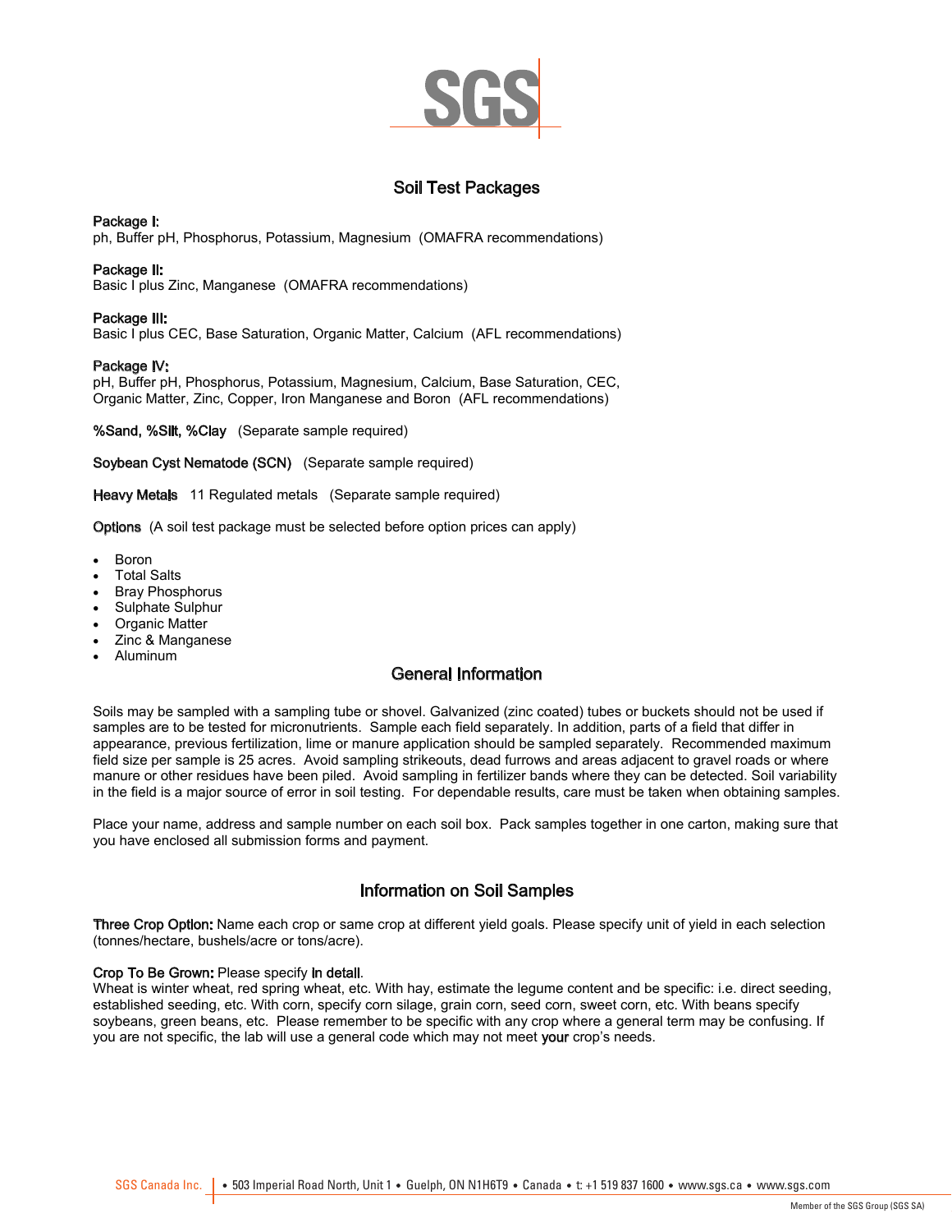# SGS

## Soil Test Packages

**Package I:**
ph, Buffer pH, Phosphorus, Potassium, Magnesium (OMAFRA recommendations)

**Package II:**
Basic I plus Zinc, Manganese (OMAFRA recommendations)

**Package III:**
Basic I plus CEC, Base Saturation, Organic Matter, Calcium (AFL recommendations)

**Package IV:**
pH, Buffer pH, Phosphorus, Potassium, Magnesium, Calcium, Base Saturation, CEC, Organic Matter, Zinc, Copper, Iron Manganese and Boron (AFL recommendations)

**%Sand, %Silt, %Clay** (Separate sample required)

**Soybean Cyst Nematode (SCN)** (Separate sample required)

**Heavy Metals** 11 Regulated metals (Separate sample required)

**Options** (A soil test package must be selected before option prices can apply)

- Boron
- Total Salts
- Bray Phosphorus
- Sulphate Sulphur
- Organic Matter
- Zinc & Manganese
- Aluminum

## General Information

Soils may be sampled with a sampling tube or shovel. Galvanized (zinc coated) tubes or buckets should not be used if samples are to be tested for micronutrients. Sample each field separately. In addition, parts of a field that differ in appearance, previous fertilization, lime or manure application should be sampled separately. Recommended maximum field size per sample is 25 acres. Avoid sampling strikeouts, dead furrows and areas adjacent to gravel roads or where manure or other residues have been piled. Avoid sampling in fertilizer bands where they can be detected. Soil variability in the field is a major source of error in soil testing. For dependable results, care must be taken when obtaining samples.

Place your name, address and sample number on each soil box. Pack samples together in one carton, making sure that you have enclosed all submission forms and payment.

## Information on Soil Samples

**Three Crop Option:** Name each crop or same crop at different yield goals. Please specify unit of yield in each selection (tonnes/hectare, bushels/acre or tons/acre).

**Crop To Be Grown:** Please specify **in detail**.
Wheat is winter wheat, red spring wheat, etc. With hay, estimate the legume content and be specific: i.e. direct seeding, established seeding, etc. With corn, specify corn silage, grain corn, seed corn, sweet corn, etc. With beans specify soybeans, green beans, etc. Please remember to be specific with any crop where a general term may be confusing. If you are not specific, the lab will use a general code which may not meet **your** crop's needs.

SGS Canada Inc. • 503 Imperial Road North, Unit 1 • Guelph, ON N1H6T9 • Canada • t: +1 519 837 1600 • www.sgs.ca • www.sgs.com

Member of the SGS Group (SGS SA)